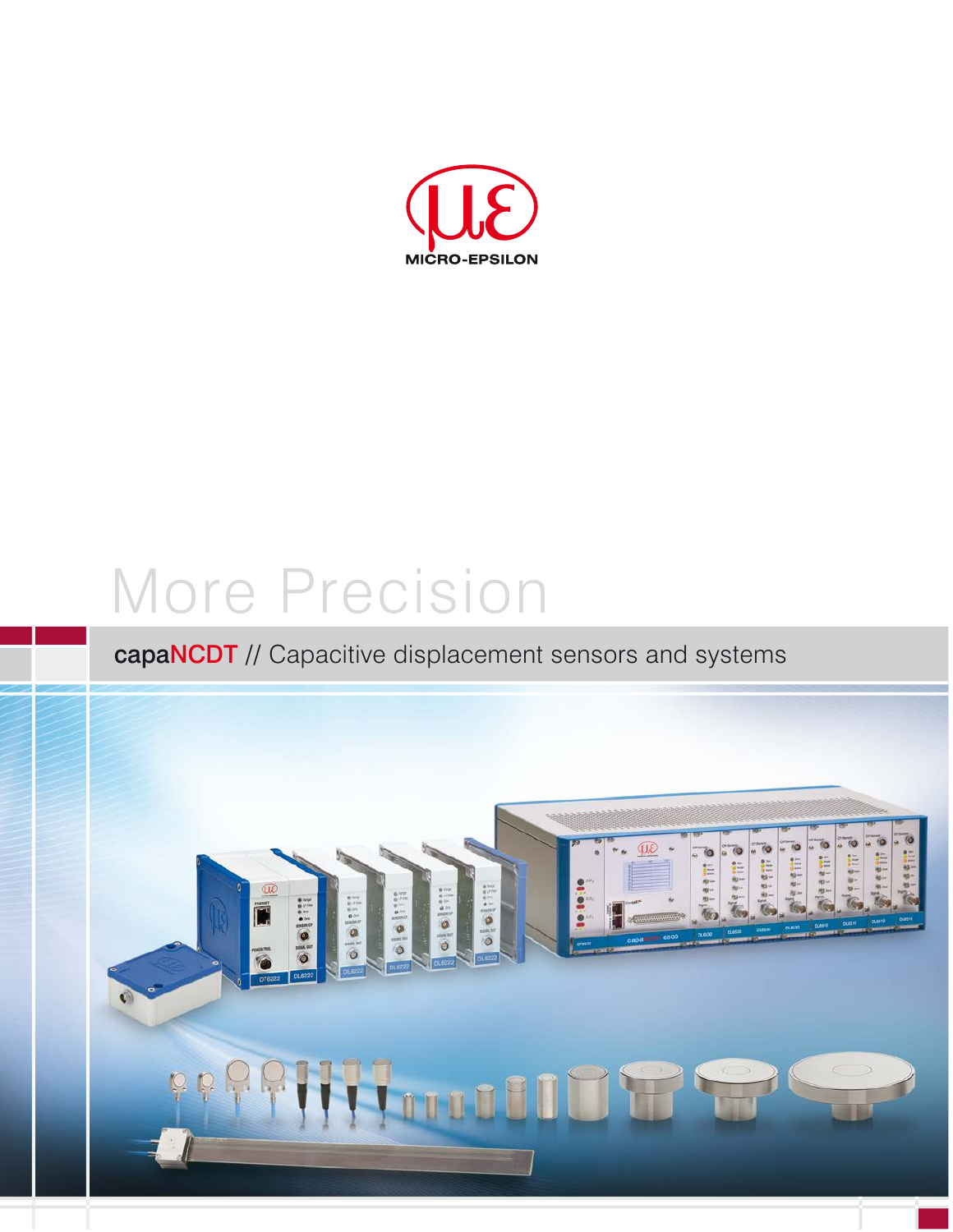MICRO-EPSILON

# More Precision

## capaNCDT // Capacitive displacement sensors and systems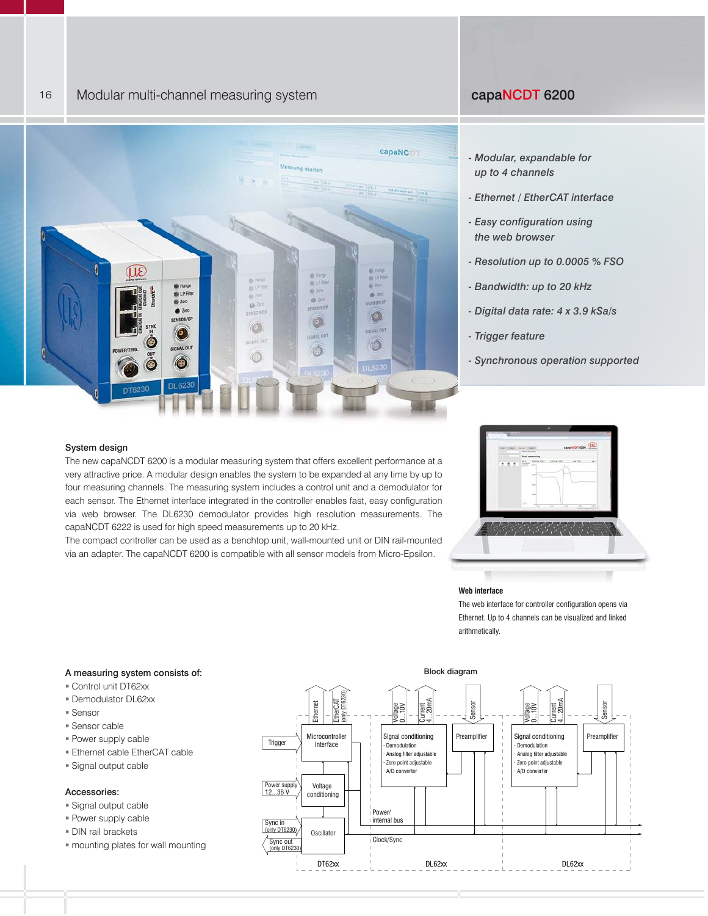# Modular multi-channel measuring system

## capaNCDT 6200

- *Modular, expandable for up to 4 channels*
- *Ethernet / EtherCAT interface*
- *Easy configuration using the web browser*
- *Resolution up to 0.0005 % FSO*
- *Bandwidth: up to 20 kHz*
- *Digital data rate: 4 x 3.9 kSa/s*
- *Trigger feature*
- *Synchronous operation supported*

### System design

The new capaNCDT 6200 is a modular measuring system that offers excellent performance at a very attractive price. A modular design enables the system to be expanded at any time by up to four measuring channels. The measuring system includes a control unit and a demodulator for each sensor. The Ethernet interface integrated in the controller enables fast, easy configuration via web browser. The DL6230 demodulator provides high resolution measurements. The capaNCDT 6222 is used for high speed measurements up to 20 kHz.

The compact controller can be used as a benchtop unit, wall-mounted unit or DIN rail-mounted via an adapter. The capaNCDT 6200 is compatible with all sensor models from Micro-Epsilon.

**Web interface**

The web interface for controller configuration opens via Ethernet. Up to 4 channels can be visualized and linked arithmetically.

### A measuring system consists of:

- Control unit DT62xx
- Demodulator DL62xx
- Sensor
- Sensor cable
- Power supply cable
- Ethernet cable EtherCAT cable
- Signal output cable

### Accessories:

- Signal output cable
- Power supply cable
- DIN rail brackets
- mounting plates for wall mounting

**Block diagram**

DT62xx: Ethernet, EtherCAT (only DT6230), Trigger, Microcontroller Interface, Power supply 12...36 V, Voltage conditioning, Sync in (only DT6230), Sync out (only DT6230), Oscillator

DL62xx: Voltage 0...10V, Current 4...20mA, Sensor, Signal conditioning (Demodulation, Analog filter adjustable, Zero point adjustable, A/D converter), Preamplifier, Power/internal bus, Clock/Sync

DL62xx: Voltage 0...10V, Current 4...20mA, Sensor, Signal conditioning (Demodulation, Analog filter adjustable, Zero point adjustable, A/D converter), Preamplifier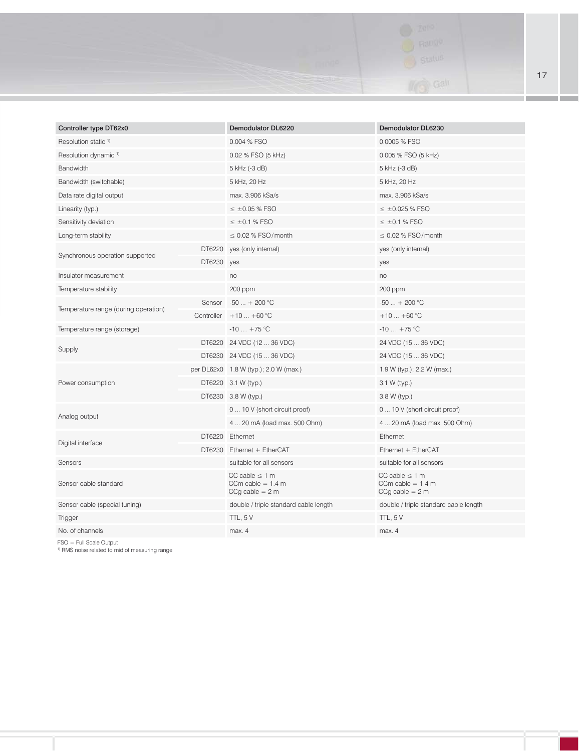| Controller type DT62x0 | | Demodulator DL6220 | Demodulator DL6230 |
|---|---|---|---|
| Resolution static [1] | | 0.004 % FSO | 0.0005 % FSO |
| Resolution dynamic [1] | | 0.02 % FSO (5 kHz) | 0.005 % FSO (5 kHz) |
| Bandwidth | | 5 kHz (-3 dB) | 5 kHz (-3 dB) |
| Bandwidth (switchable) | | 5 kHz, 20 Hz | 5 kHz, 20 Hz |
| Data rate digital output | | max. 3.906 kSa/s | max. 3.906 kSa/s |
| Linearity (typ.) | | ≤ ±0.05 % FSO | ≤ ±0.025 % FSO |
| Sensitivity deviation | | ≤ ±0.1 % FSO | ≤ ±0.1 % FSO |
| Long-term stability | | ≤ 0.02 % FSO/month | ≤ 0.02 % FSO/month |
| Synchronous operation supported | DT6220 | yes (only internal) | yes (only internal) |
| | DT6230 | yes | yes |
| Insulator measurement | | no | no |
| Temperature stability | | 200 ppm | 200 ppm |
| Temperature range (during operation) | Sensor | -50 ... + 200 °C | -50 ... + 200 °C |
| | Controller | +10 ... +60 °C | +10 ... +60 °C |
| Temperature range (storage) | | -10 … +75 °C | -10 … +75 °C |
| Supply | DT6220 | 24 VDC (12 ... 36 VDC) | 24 VDC (15 ... 36 VDC) |
| | DT6230 | 24 VDC (15 ... 36 VDC) | 24 VDC (15 ... 36 VDC) |
| Power consumption | per DL62x0 | 1.8 W (typ.); 2.0 W (max.) | 1.9 W (typ.); 2.2 W (max.) |
| | DT6220 | 3.1 W (typ.) | 3.1 W (typ.) |
| | DT6230 | 3.8 W (typ.) | 3.8 W (typ.) |
| Analog output | | 0 ... 10 V (short circuit proof) | 0 ... 10 V (short circuit proof) |
| | | 4 ... 20 mA (load max. 500 Ohm) | 4 ... 20 mA (load max. 500 Ohm) |
| Digital interface | DT6220 | Ethernet | Ethernet |
| | DT6230 | Ethernet + EtherCAT | Ethernet + EtherCAT |
| Sensors | | suitable for all sensors | suitable for all sensors |
| Sensor cable standard | | CC cable ≤ 1 m<br>CCm cable = 1.4 m<br>CCg cable = 2 m | CC cable ≤ 1 m<br>CCm cable = 1.4 m<br>CCg cable = 2 m |
| Sensor cable (special tuning) | | double / triple standard cable length | double / triple standard cable length |
| Trigger | | TTL, 5 V | TTL, 5 V |
| No. of channels | | max. 4 | max. 4 |

FSO = Full Scale Output
[1] RMS noise related to mid of measuring range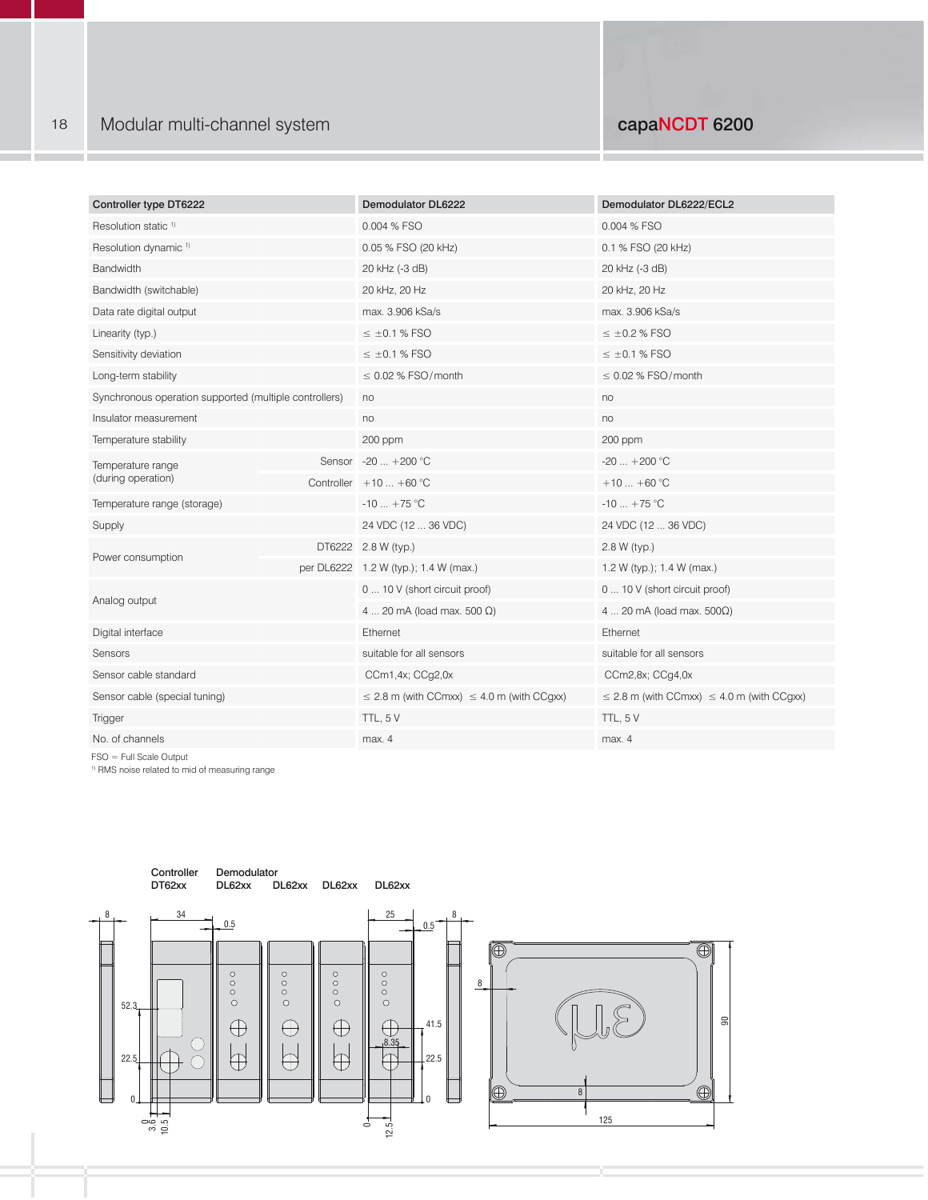## Modular multi-channel system

## capaNCDT 6200

| Controller type DT6222 | | Demodulator DL6222 | Demodulator DL6222/ECL2 |
|---|---|---|---|
| Resolution static [1] | | 0.004 % FSO | 0.004 % FSO |
| Resolution dynamic [1] | | 0.05 % FSO (20 kHz) | 0.1 % FSO (20 kHz) |
| Bandwidth | | 20 kHz (-3 dB) | 20 kHz (-3 dB) |
| Bandwidth (switchable) | | 20 kHz, 20 Hz | 20 kHz, 20 Hz |
| Data rate digital output | | max. 3.906 kSa/s | max. 3.906 kSa/s |
| Linearity (typ.) | | ≤ ±0.1 % FSO | ≤ ±0.2 % FSO |
| Sensitivity deviation | | ≤ ±0.1 % FSO | ≤ ±0.1 % FSO |
| Long-term stability | | ≤ 0.02 % FSO/month | ≤ 0.02 % FSO/month |
| Synchronous operation supported (multiple controllers) | | no | no |
| Insulator measurement | | no | no |
| Temperature stability | | 200 ppm | 200 ppm |
| Temperature range (during operation) | Sensor | -20 ... +200 °C | -20 ... +200 °C |
| | Controller | +10 ... +60 °C | +10 ... +60 °C |
| Temperature range (storage) | | -10 ... +75 °C | -10 ... +75 °C |
| Supply | | 24 VDC (12 ... 36 VDC) | 24 VDC (12 ... 36 VDC) |
| Power consumption | DT6222 | 2.8 W (typ.) | 2.8 W (typ.) |
| | per DL6222 | 1.2 W (typ.); 1.4 W (max.) | 1.2 W (typ.); 1.4 W (max.) |
| Analog output | | 0 ... 10 V (short circuit proof) | 0 ... 10 V (short circuit proof) |
| | | 4 ... 20 mA (load max. 500 Ω) | 4 ... 20 mA (load max. 500Ω) |
| Digital interface | | Ethernet | Ethernet |
| Sensors | | suitable for all sensors | suitable for all sensors |
| Sensor cable standard | | CCm1,4x; CCg2,0x | CCm2,8x; CCg4,0x |
| Sensor cable (special tuning) | | ≤ 2.8 m (with CCmxx) ≤ 4.0 m (with CCgxx) | ≤ 2.8 m (with CCmxx) ≤ 4.0 m (with CCgxx) |
| Trigger | | TTL, 5 V | TTL, 5 V |
| No. of channels | | max. 4 | max. 4 |

FSO = Full Scale Output

[1] RMS noise related to mid of measuring range

Controller DT62xx — Demodulator DL62xx, DL62xx, DL62xx, DL62xx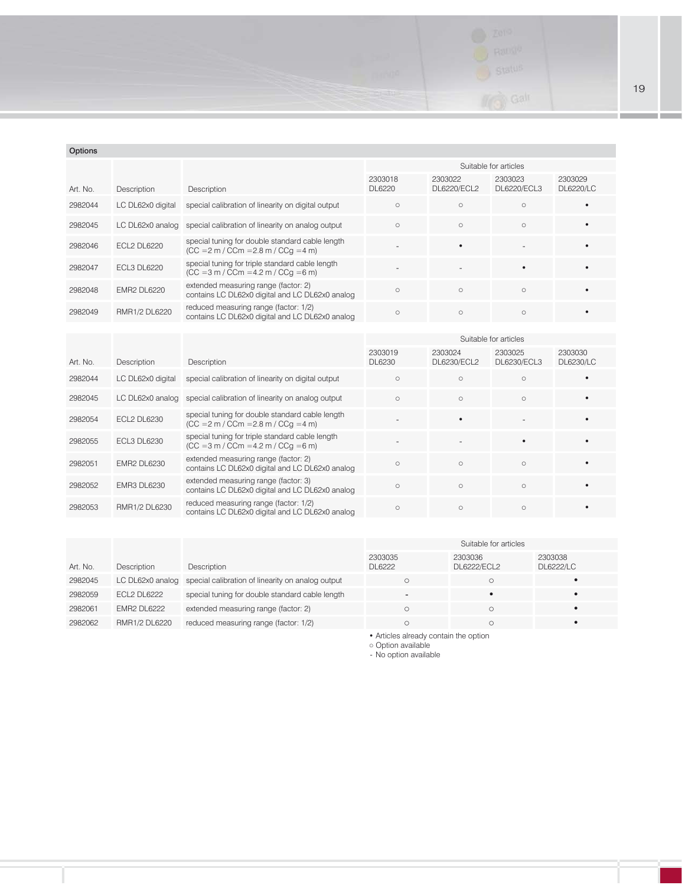## Options

| Art. No. | Description | Description | Suitable for articles | | | |
|---|---|---|---|---|---|---|
| | | | 2303018 DL6220 | 2303022 DL6220/ECL2 | 2303023 DL6220/ECL3 | 2303029 DL6220/LC |
| 2982044 | LC DL62x0 digital | special calibration of linearity on digital output | ○ | ○ | ○ | • |
| 2982045 | LC DL62x0 analog | special calibration of linearity on analog output | ○ | ○ | ○ | • |
| 2982046 | ECL2 DL6220 | special tuning for double standard cable length (CC =2 m / CCm =2.8 m / CCg =4 m) | - | • | - | • |
| 2982047 | ECL3 DL6220 | special tuning for triple standard cable length (CC =3 m / CCm =4.2 m / CCg =6 m) | - | - | • | • |
| 2982048 | EMR2 DL6220 | extended measuring range (factor: 2) contains LC DL62x0 digital and LC DL62x0 analog | ○ | ○ | ○ | • |
| 2982049 | RMR1/2 DL6220 | reduced measuring range (factor: 1/2) contains LC DL62x0 digital and LC DL62x0 analog | ○ | ○ | ○ | • |

| Art. No. | Description | Description | Suitable for articles | | | |
|---|---|---|---|---|---|---|
| | | | 2303019 DL6230 | 2303024 DL6230/ECL2 | 2303025 DL6230/ECL3 | 2303030 DL6230/LC |
| 2982044 | LC DL62x0 digital | special calibration of linearity on digital output | ○ | ○ | ○ | • |
| 2982045 | LC DL62x0 analog | special calibration of linearity on analog output | ○ | ○ | ○ | • |
| 2982054 | ECL2 DL6230 | special tuning for double standard cable length (CC =2 m / CCm =2.8 m / CCg =4 m) | - | • | - | • |
| 2982055 | ECL3 DL6230 | special tuning for triple standard cable length (CC =3 m / CCm =4.2 m / CCg =6 m) | - | - | • | • |
| 2982051 | EMR2 DL6230 | extended measuring range (factor: 2) contains LC DL62x0 digital and LC DL62x0 analog | ○ | ○ | ○ | • |
| 2982052 | EMR3 DL6230 | extended measuring range (factor: 3) contains LC DL62x0 digital and LC DL62x0 analog | ○ | ○ | ○ | • |
| 2982053 | RMR1/2 DL6230 | reduced measuring range (factor: 1/2) contains LC DL62x0 digital and LC DL62x0 analog | ○ | ○ | ○ | • |

| Art. No. | Description | Description | Suitable for articles | | |
|---|---|---|---|---|---|
| | | | 2303035 DL6222 | 2303036 DL6222/ECL2 | 2303038 DL6222/LC |
| 2982045 | LC DL62x0 analog | special calibration of linearity on analog output | ○ | ○ | • |
| 2982059 | ECL2 DL6222 | special tuning for double standard cable length | - | • | • |
| 2982061 | EMR2 DL6222 | extended measuring range (factor: 2) | ○ | ○ | • |
| 2982062 | RMR1/2 DL6220 | reduced measuring range (factor: 1/2) | ○ | ○ | • |

• Articles already contain the option
○ Option available
- No option available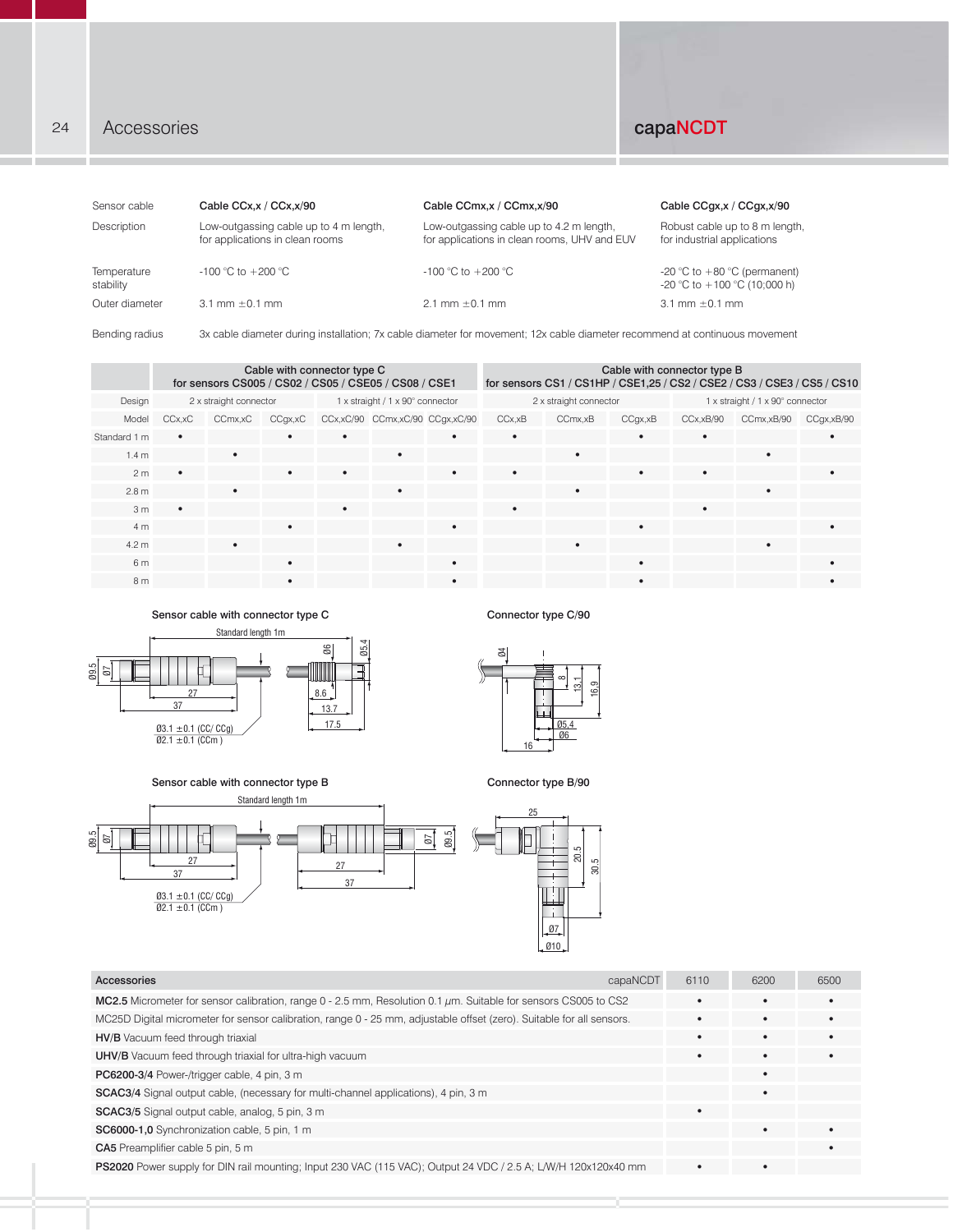| Sensor cable | Cable CCx,x / CCx,x/90 | Cable CCmx,x / CCmx,x/90 | Cable CCgx,x / CCgx,x/90 |
|---|---|---|---|
| Description | Low-outgassing cable up to 4 m length, for applications in clean rooms | Low-outgassing cable up to 4.2 m length, for applications in clean rooms, UHV and EUV | Robust cable up to 8 m length, for industrial applications |
| Temperature stability | -100 °C to +200 °C | -100 °C to +200 °C | -20 °C to +80 °C (permanent)<br>-20 °C to +100 °C (10;000 h) |
| Outer diameter | 3.1 mm ±0.1 mm | 2.1 mm ±0.1 mm | 3.1 mm ±0.1 mm |
| Bending radius | 3x cable diameter during installation; 7x cable diameter for movement; 12x cable diameter recommend at continuous movement | | |

| | Cable with connector type C for sensors CS005 / CS02 / CS05 / CSE05 / CS08 / CSE1 | | | | | | Cable with connector type B for sensors CS1 / CS1HP / CSE1,25 / CS2 / CSE2 / CS3 / CSE3 / CS5 / CS10 | | | | | |
|---|---|---|---|---|---|---|---|---|---|---|---|---|
| Design | 2 x straight connector | | | 1 x straight / 1 x 90° connector | | | 2 x straight connector | | | 1 x straight / 1 x 90° connector | | |
| Model | CCx,xC | CCmx,xC | CCgx,xC | CCx,xC/90 | CCmx,xC/90 | CCgx,xC/90 | CCx,xB | CCmx,xB | CCgx,xB | CCx,xB/90 | CCmx,xB/90 | CCgx,xB/90 |
| Standard 1 m | • | | • | • | | • | • | | • | • | | • |
| 1.4 m | | • | | | • | | | • | | | • | |
| 2 m | • | | • | • | | • | • | | • | • | | • |
| 2.8 m | | • | | | • | | | • | | | • | |
| 3 m | • | | | • | | | • | | | • | | |
| 4 m | | | • | | | • | | | • | | | • |
| 4.2 m | | • | | | • | | | • | | | • | |
| 6 m | | | • | | | • | | | • | | | • |
| 8 m | | | • | | | • | | | • | | | • |

**Sensor cable with connector type C**

**Connector type C/90**

**Sensor cable with connector type B**

**Connector type B/90**

| Accessories capaNCDT | 6110 | 6200 | 6500 |
|---|---|---|---|
| **MC2.5** Micrometer for sensor calibration, range 0 - 2.5 mm, Resolution 0.1 µm. Suitable for sensors CS005 to CS2 | • | • | • |
| MC25D Digital micrometer for sensor calibration, range 0 - 25 mm, adjustable offset (zero). Suitable for all sensors. | • | • | • |
| **HV/B** Vacuum feed through triaxial | • | • | • |
| **UHV/B** Vacuum feed through triaxial for ultra-high vacuum | • | • | • |
| **PC6200-3/4** Power-/trigger cable, 4 pin, 3 m | | • | |
| **SCAC3/4** Signal output cable, (necessary for multi-channel applications), 4 pin, 3 m | | • | |
| **SCAC3/5** Signal output cable, analog, 5 pin, 3 m | • | | |
| **SC6000-1,0** Synchronization cable, 5 pin, 1 m | | • | • |
| **CA5** Preamplifier cable 5 pin, 5 m | | | • |
| **PS2020** Power supply for DIN rail mounting; Input 230 VAC (115 VAC); Output 24 VDC / 2.5 A; L/W/H 120x120x40 mm | • | • | |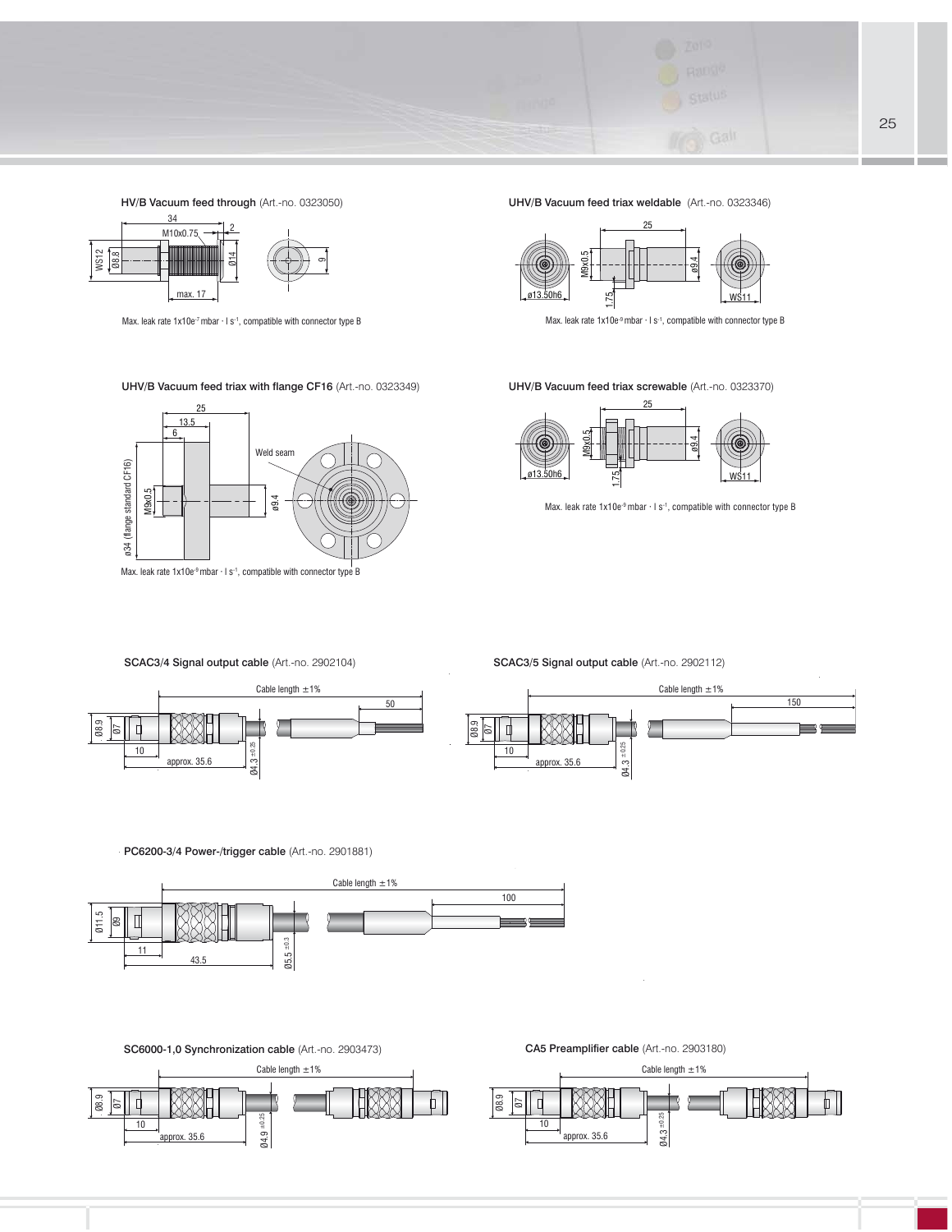**HV/B Vacuum feed through** (Art.-no. 0323050)

Max. leak rate 1x10e-7 mbar · l s-1, compatible with connector type B

**UHV/B Vacuum feed triax weldable** (Art.-no. 0323346)

Max. leak rate 1x10e-9 mbar · l s-1, compatible with connector type B

**UHV/B Vacuum feed triax with flange CF16** (Art.-no. 0323349)

Max. leak rate 1x10e-9 mbar · l s-1, compatible with connector type B

**UHV/B Vacuum feed triax screwable** (Art.-no. 0323370)

Max. leak rate 1x10e-9 mbar · l s-1, compatible with connector type B

**SCAC3/4 Signal output cable** (Art.-no. 2902104)

**SCAC3/5 Signal output cable** (Art.-no. 2902112)

**PC6200-3/4 Power-/trigger cable** (Art.-no. 2901881)

**SC6000-1,0 Synchronization cable** (Art.-no. 2903473)

**CA5 Preamplifier cable** (Art.-no. 2903180)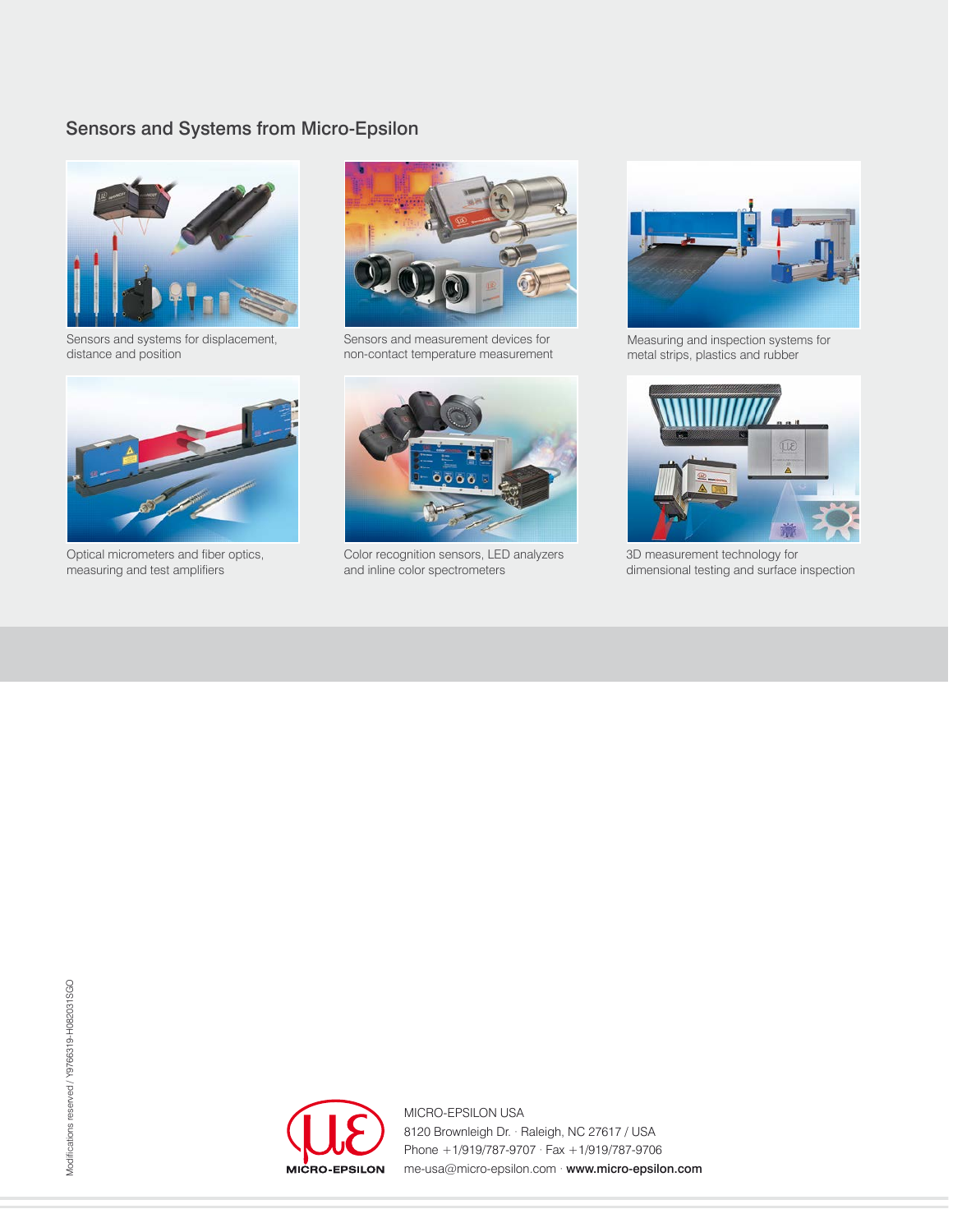## Sensors and Systems from Micro-Epsilon

Sensors and systems for displacement, distance and position

Sensors and measurement devices for non-contact temperature measurement

Measuring and inspection systems for metal strips, plastics and rubber

Optical micrometers and fiber optics, measuring and test amplifiers

Color recognition sensors, LED analyzers and inline color spectrometers

3D measurement technology for dimensional testing and surface inspection

Modifications reserved / Y9766319-H082031SGO

MICRO-EPSILON

MICRO-EPSILON USA
8120 Brownleigh Dr. · Raleigh, NC 27617 / USA
Phone +1/919/787-9707 · Fax +1/919/787-9706
me-usa@micro-epsilon.com · **www.micro-epsilon.com**